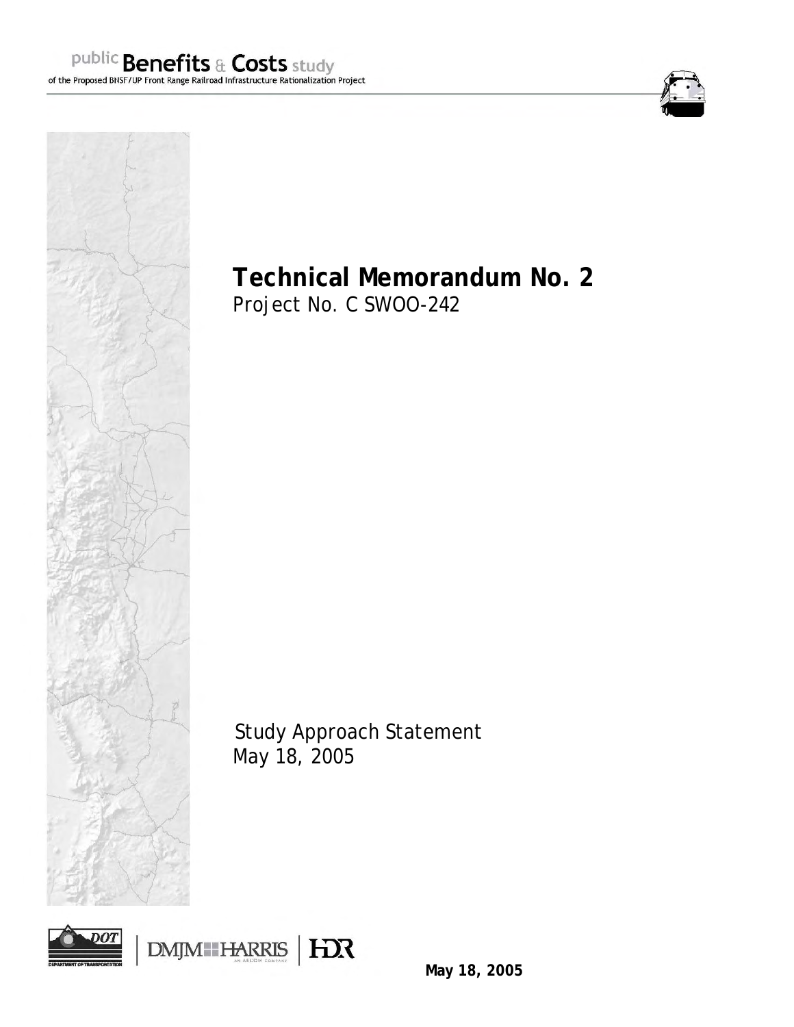public **Benefits** & **Costs** study
of the Proposed BNSF/UP Front Range Railroad Infrastructure Rationalization Project

# Technical Memorandum No. 2

Project No. C SWOO-242

Study Approach Statement
May 18, 2005

DOT DEPARTMENT OF TRANSPORTATION | DMJM HARRIS AN AECOM COMPANY | HDR

**May 18, 2005**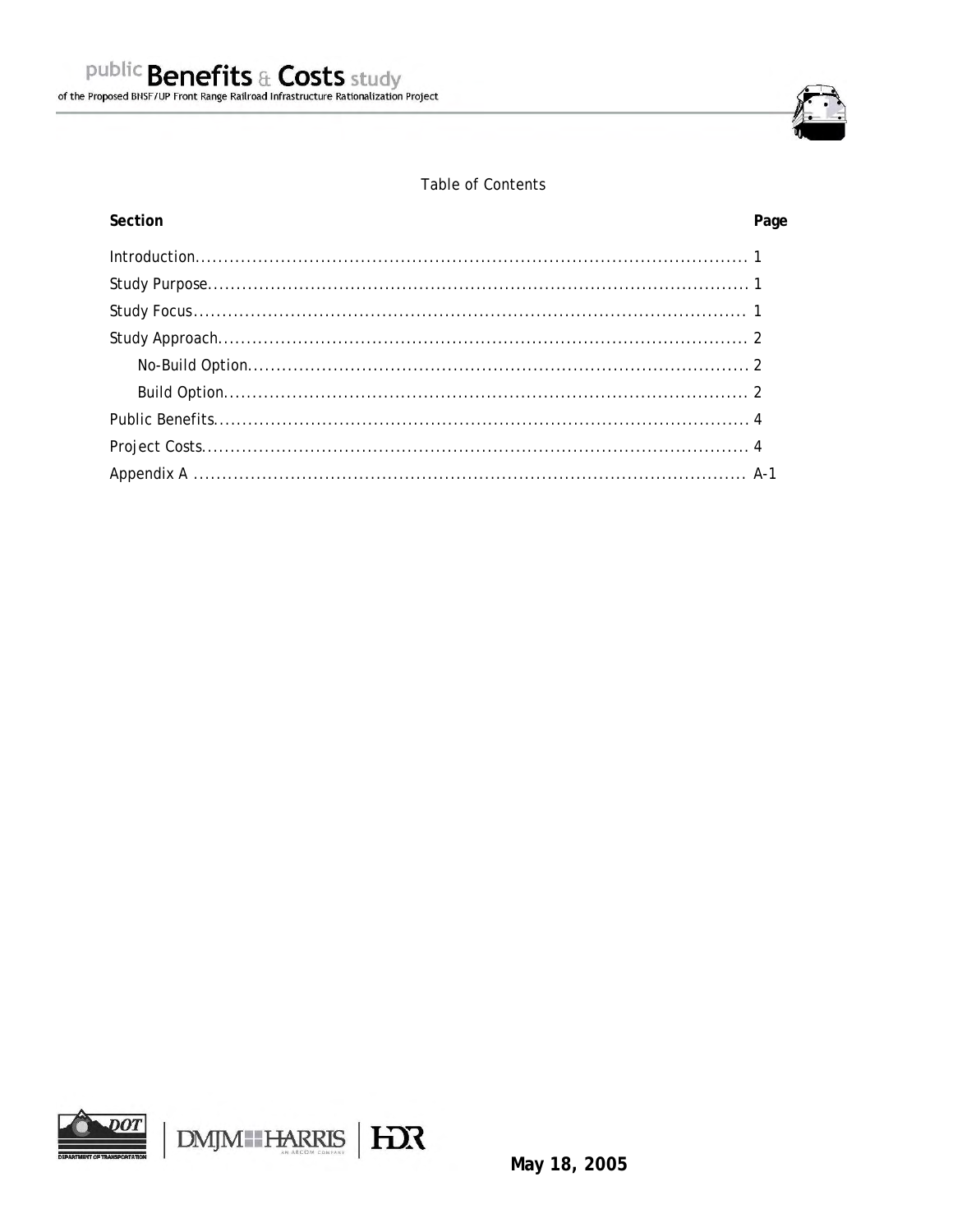Table of Contents

| Section | Page |
| --- | --- |
| Introduction | 1 |
| Study Purpose | 1 |
| Study Focus | 1 |
| Study Approach | 2 |
| No-Build Option | 2 |
| Build Option | 2 |
| Public Benefits | 4 |
| Project Costs | 4 |
| Appendix A | A-1 |

May 18, 2005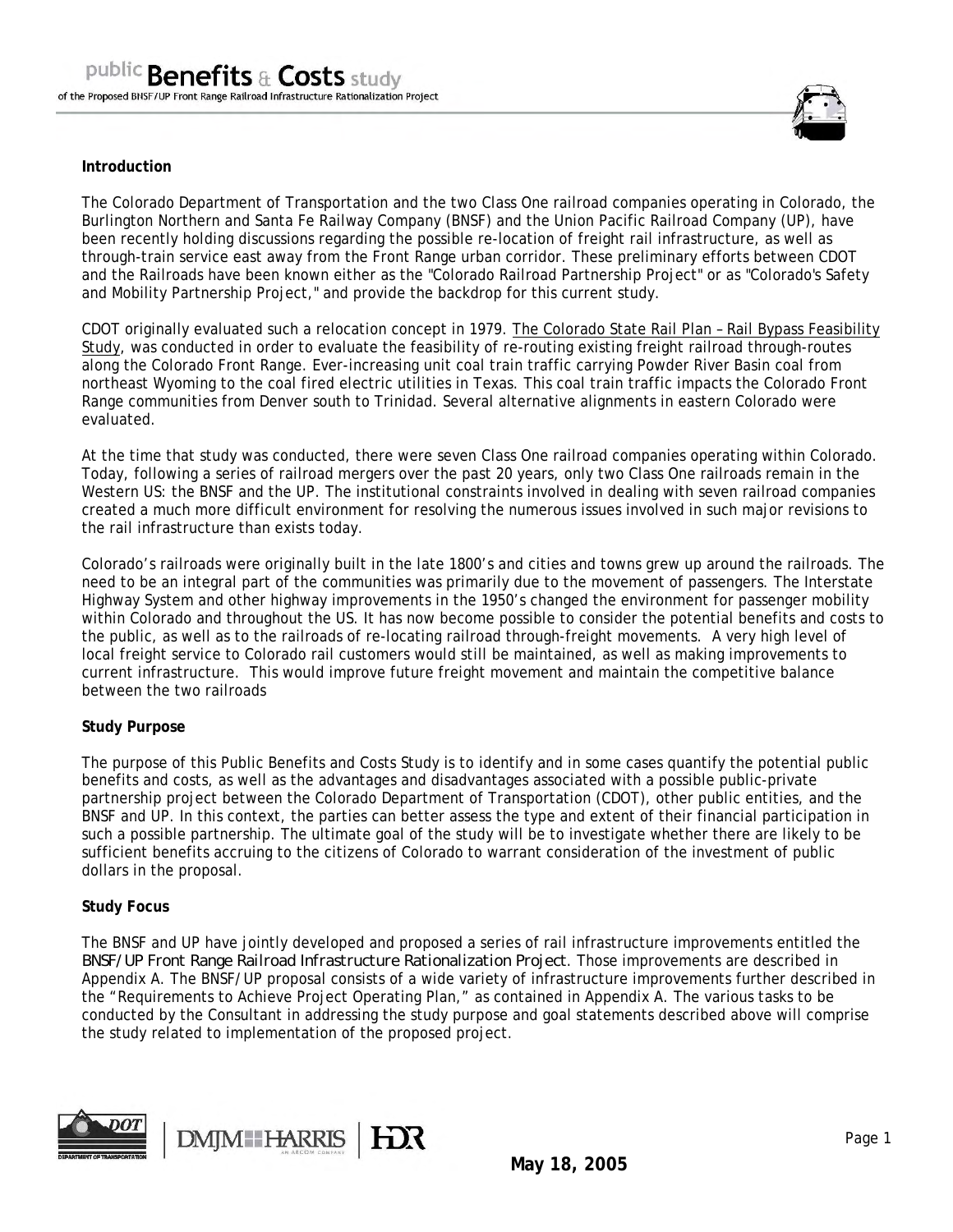## Introduction

The Colorado Department of Transportation and the two Class One railroad companies operating in Colorado, the Burlington Northern and Santa Fe Railway Company (BNSF) and the Union Pacific Railroad Company (UP), have been recently holding discussions regarding the possible re-location of freight rail infrastructure, as well as through-train service east away from the Front Range urban corridor. These preliminary efforts between CDOT and the Railroads have been known either as the "Colorado Railroad Partnership Project" or as "Colorado's Safety and Mobility Partnership Project," and provide the backdrop for this current study.

CDOT originally evaluated such a relocation concept in 1979. The Colorado State Rail Plan – Rail Bypass Feasibility Study, was conducted in order to evaluate the feasibility of re-routing existing freight railroad through-routes along the Colorado Front Range. Ever-increasing unit coal train traffic carrying Powder River Basin coal from northeast Wyoming to the coal fired electric utilities in Texas. This coal train traffic impacts the Colorado Front Range communities from Denver south to Trinidad. Several alternative alignments in eastern Colorado were evaluated.

At the time that study was conducted, there were seven Class One railroad companies operating within Colorado. Today, following a series of railroad mergers over the past 20 years, only two Class One railroads remain in the Western US: the BNSF and the UP. The institutional constraints involved in dealing with seven railroad companies created a much more difficult environment for resolving the numerous issues involved in such major revisions to the rail infrastructure than exists today.

Colorado's railroads were originally built in the late 1800's and cities and towns grew up around the railroads. The need to be an integral part of the communities was primarily due to the movement of passengers. The Interstate Highway System and other highway improvements in the 1950's changed the environment for passenger mobility within Colorado and throughout the US. It has now become possible to consider the potential benefits and costs to the public, as well as to the railroads of re-locating railroad through-freight movements. A very high level of local freight service to Colorado rail customers would still be maintained, as well as making improvements to current infrastructure. This would improve future freight movement and maintain the competitive balance between the two railroads

## Study Purpose

The purpose of this Public Benefits and Costs Study is to identify and in some cases quantify the potential public benefits and costs, as well as the advantages and disadvantages associated with a possible public-private partnership project between the Colorado Department of Transportation (CDOT), other public entities, and the BNSF and UP. In this context, the parties can better assess the type and extent of their financial participation in such a possible partnership. The ultimate goal of the study will be to investigate whether there are likely to be sufficient benefits accruing to the citizens of Colorado to warrant consideration of the investment of public dollars in the proposal.

## Study Focus

The BNSF and UP have jointly developed and proposed a series of rail infrastructure improvements entitled the *BNSF/UP Front Range Railroad Infrastructure Rationalization Project*. Those improvements are described in Appendix A. The BNSF/UP proposal consists of a wide variety of infrastructure improvements further described in the "Requirements to Achieve Project Operating Plan," as contained in Appendix A. The various tasks to be conducted by the Consultant in addressing the study purpose and goal statements described above will comprise the study related to implementation of the proposed project.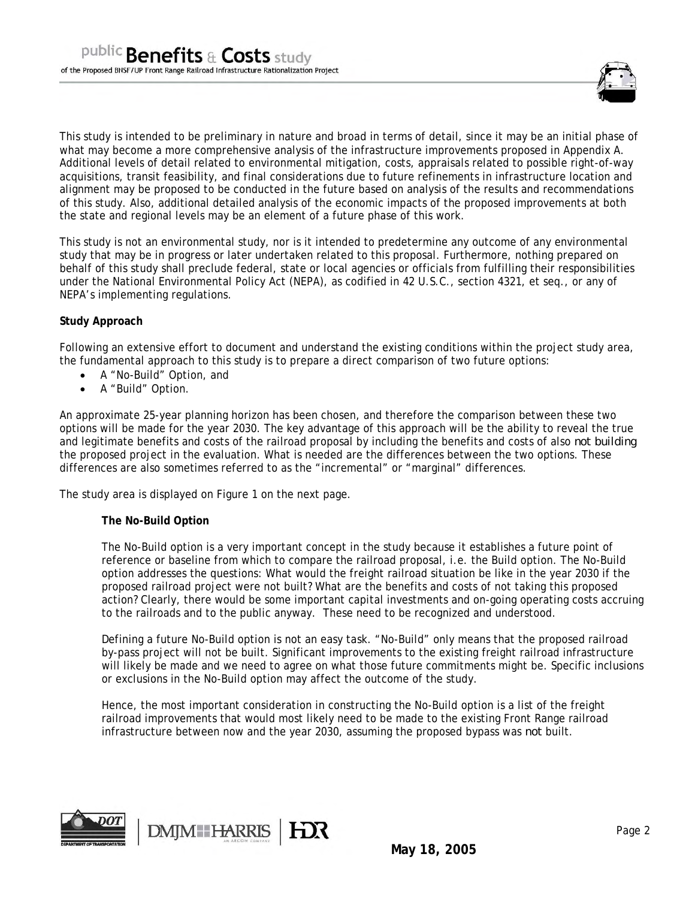This study is intended to be preliminary in nature and broad in terms of detail, since it may be an initial phase of what may become a more comprehensive analysis of the infrastructure improvements proposed in Appendix A. Additional levels of detail related to environmental mitigation, costs, appraisals related to possible right-of-way acquisitions, transit feasibility, and final considerations due to future refinements in infrastructure location and alignment may be proposed to be conducted in the future based on analysis of the results and recommendations of this study. Also, additional detailed analysis of the economic impacts of the proposed improvements at both the state and regional levels may be an element of a future phase of this work.

This study is not an environmental study, nor is it intended to predetermine any outcome of any environmental study that may be in progress or later undertaken related to this proposal. Furthermore, nothing prepared on behalf of this study shall preclude federal, state or local agencies or officials from fulfilling their responsibilities under the National Environmental Policy Act (NEPA), as codified in 42 U.S.C., section 4321, et seq., or any of NEPA's implementing regulations.

**Study Approach**

Following an extensive effort to document and understand the existing conditions within the project study area, the fundamental approach to this study is to prepare a direct comparison of two future options:

- A "No-Build" Option, and
- A "Build" Option.

An approximate 25-year planning horizon has been chosen, and therefore the comparison between these two options will be made for the year 2030. The key advantage of this approach will be the ability to reveal the true and legitimate benefits and costs of the railroad proposal by including the benefits and costs of also *not building* the proposed project in the evaluation. What is needed are the differences between the two options. These differences are also sometimes referred to as the "incremental" or "marginal" differences.

The study area is displayed on Figure 1 on the next page.

**The No-Build Option**

The No-Build option is a very important concept in the study because it establishes a future point of reference or baseline from which to compare the railroad proposal, i.e. the Build option. The No-Build option addresses the questions: What would the freight railroad situation be like in the year 2030 if the proposed railroad project were not built? What are the benefits and costs of not taking this proposed action? Clearly, there would be some important capital investments and on-going operating costs accruing to the railroads and to the public anyway. These need to be recognized and understood.

Defining a future No-Build option is not an easy task. "No-Build" only means that the proposed railroad by-pass project will not be built. Significant improvements to the existing freight railroad infrastructure will likely be made and we need to agree on what those future commitments might be. Specific inclusions or exclusions in the No-Build option may affect the outcome of the study.

Hence, the most important consideration in constructing the No-Build option is a list of the freight railroad improvements that would most likely need to be made to the existing Front Range railroad infrastructure between now and the year 2030, assuming the proposed bypass was *not* built.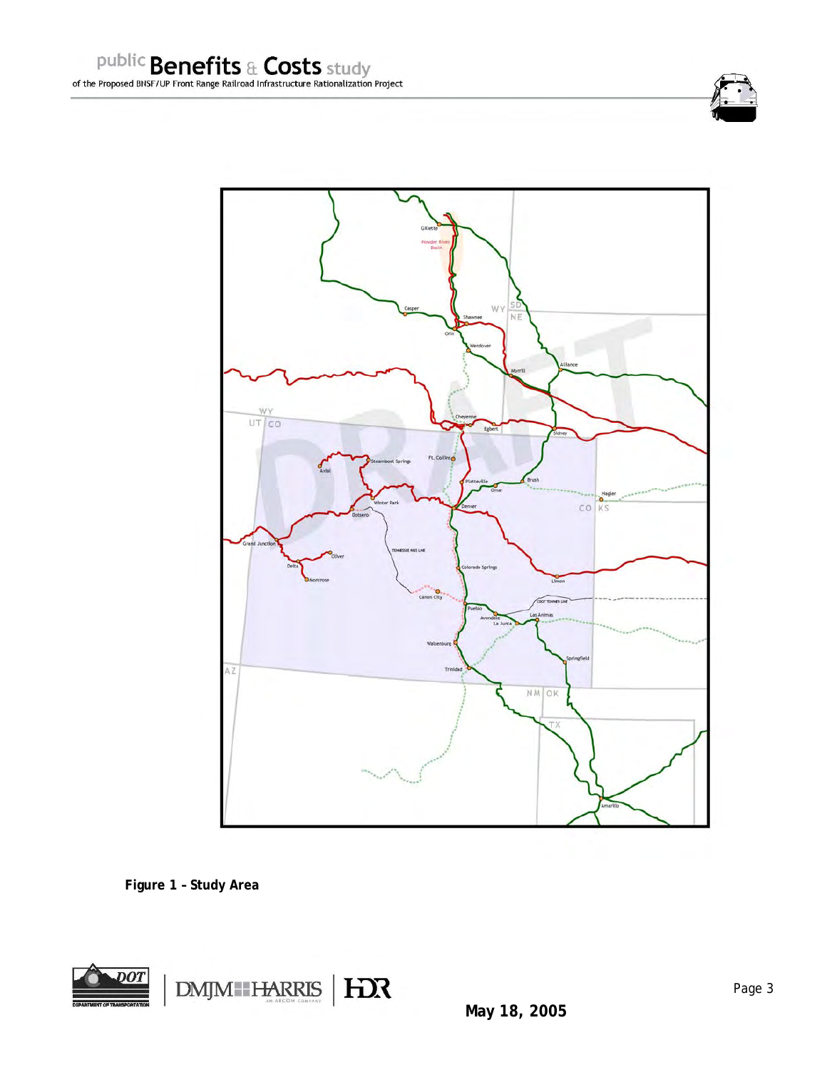**Figure 1 – Study Area**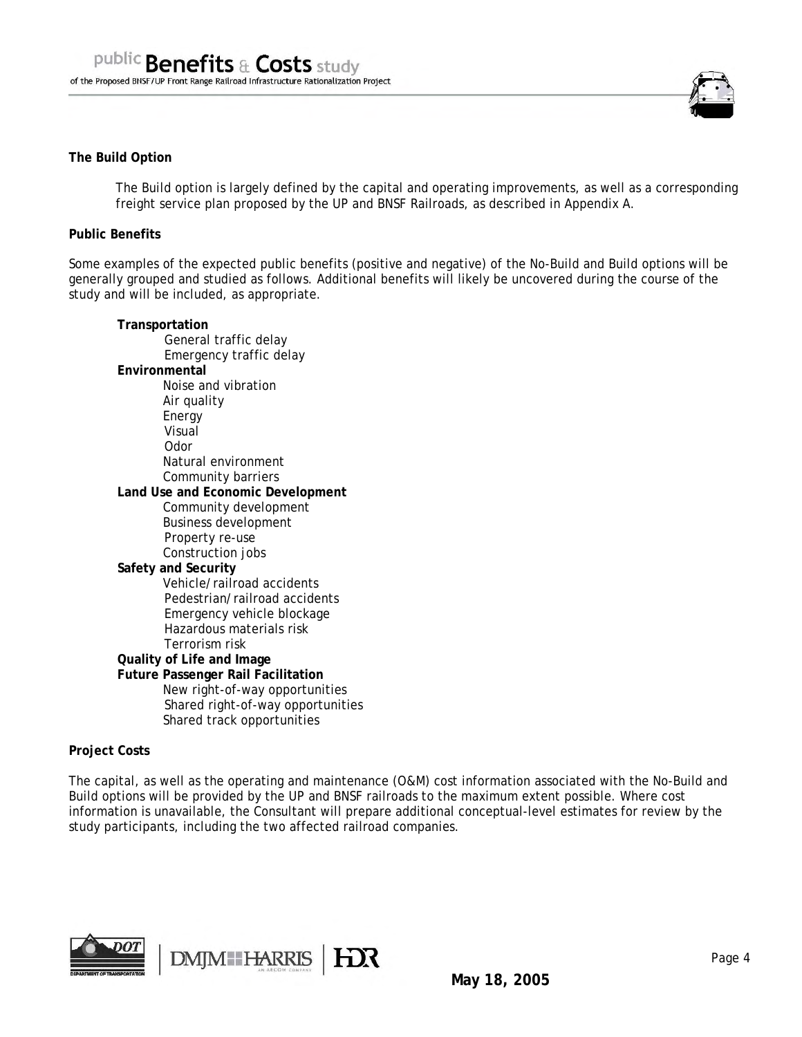**The Build Option**

The Build option is largely defined by the capital and operating improvements, as well as a corresponding freight service plan proposed by the UP and BNSF Railroads, as described in Appendix A.

**Public Benefits**

Some examples of the expected public benefits (positive and negative) of the No-Build and Build options will be generally grouped and studied as follows. Additional benefits will likely be uncovered during the course of the study and will be included, as appropriate.

- **Transportation**
  - General traffic delay
  - Emergency traffic delay
- **Environmental**
  - Noise and vibration
  - Air quality
  - Energy
  - Visual
  - Odor
  - Natural environment
  - Community barriers
- **Land Use and Economic Development**
  - Community development
  - Business development
  - Property re-use
  - Construction jobs
- **Safety and Security**
  - Vehicle/railroad accidents
  - Pedestrian/railroad accidents
  - Emergency vehicle blockage
  - Hazardous materials risk
  - Terrorism risk
- **Quality of Life and Image**
- **Future Passenger Rail Facilitation**
  - New right-of-way opportunities
  - Shared right-of-way opportunities
  - Shared track opportunities

**Project Costs**

The capital, as well as the operating and maintenance (O&M) cost information associated with the No-Build and Build options will be provided by the UP and BNSF railroads to the maximum extent possible. Where cost information is unavailable, the Consultant will prepare additional conceptual-level estimates for review by the study participants, including the two affected railroad companies.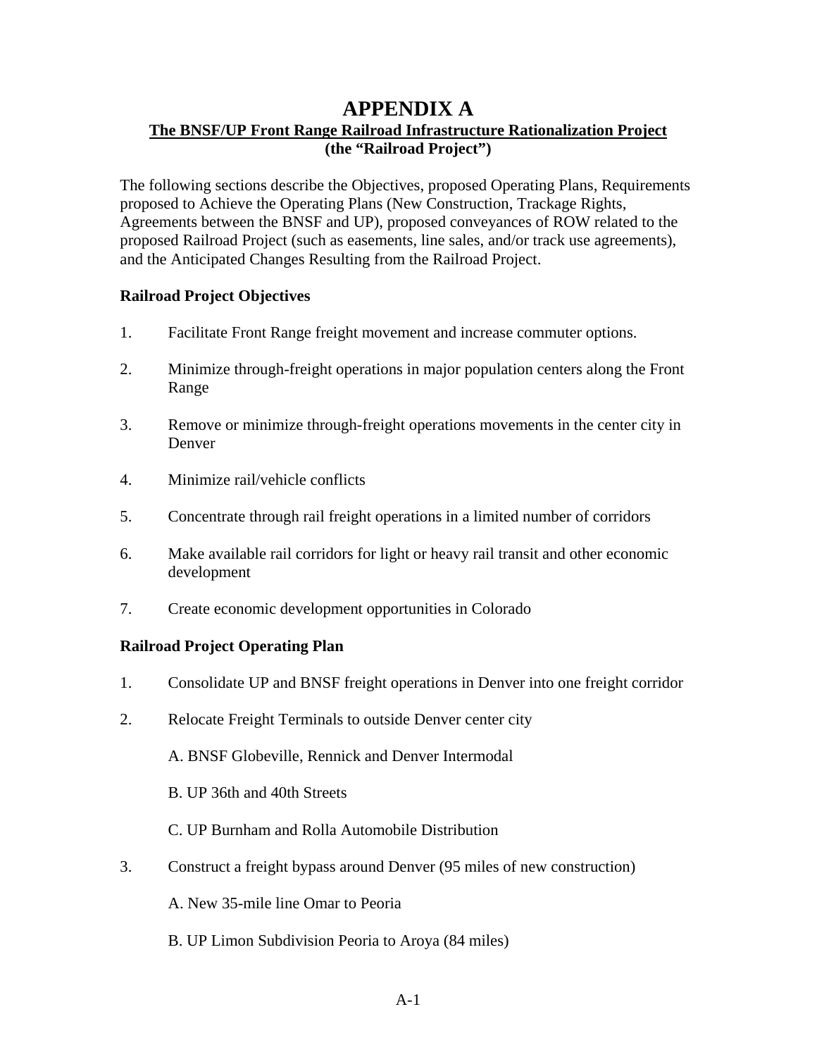# APPENDIX A

## The BNSF/UP Front Range Railroad Infrastructure Rationalization Project (the "Railroad Project")

The following sections describe the Objectives, proposed Operating Plans, Requirements proposed to Achieve the Operating Plans (New Construction, Trackage Rights, Agreements between the BNSF and UP), proposed conveyances of ROW related to the proposed Railroad Project (such as easements, line sales, and/or track use agreements), and the Anticipated Changes Resulting from the Railroad Project.

### Railroad Project Objectives

1. Facilitate Front Range freight movement and increase commuter options.
2. Minimize through-freight operations in major population centers along the Front Range
3. Remove or minimize through-freight operations movements in the center city in Denver
4. Minimize rail/vehicle conflicts
5. Concentrate through rail freight operations in a limited number of corridors
6. Make available rail corridors for light or heavy rail transit and other economic development
7. Create economic development opportunities in Colorado

### Railroad Project Operating Plan

1. Consolidate UP and BNSF freight operations in Denver into one freight corridor
2. Relocate Freight Terminals to outside Denver center city

   A. BNSF Globeville, Rennick and Denver Intermodal

   B. UP 36th and 40th Streets

   C. UP Burnham and Rolla Automobile Distribution

3. Construct a freight bypass around Denver (95 miles of new construction)

   A. New 35-mile line Omar to Peoria

   B. UP Limon Subdivision Peoria to Aroya (84 miles)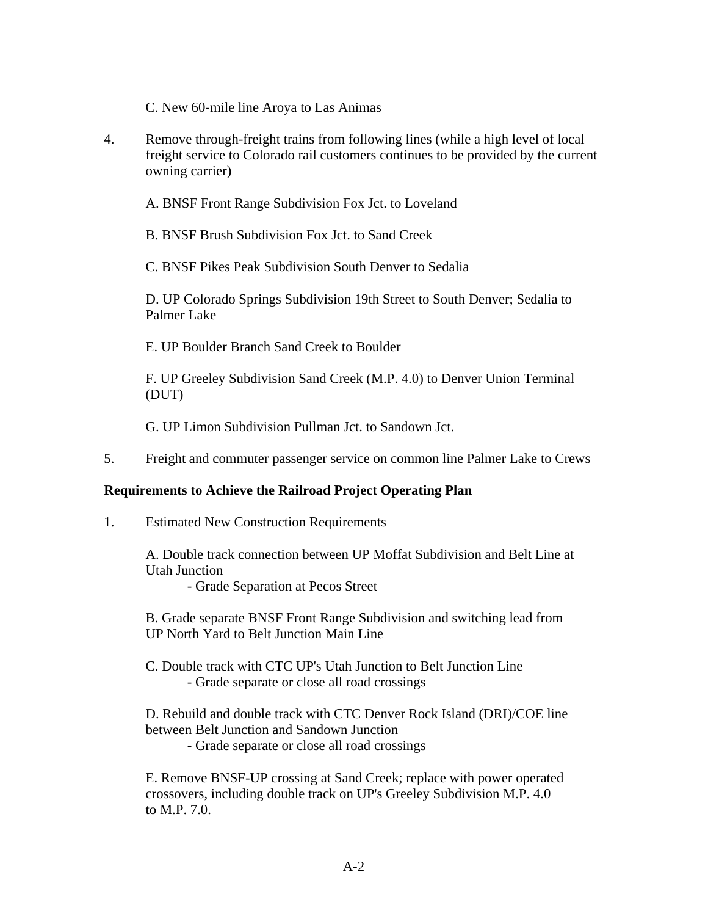C. New 60-mile line Aroya to Las Animas

4. Remove through-freight trains from following lines (while a high level of local freight service to Colorado rail customers continues to be provided by the current owning carrier)

   A. BNSF Front Range Subdivision Fox Jct. to Loveland

   B. BNSF Brush Subdivision Fox Jct. to Sand Creek

   C. BNSF Pikes Peak Subdivision South Denver to Sedalia

   D. UP Colorado Springs Subdivision 19th Street to South Denver; Sedalia to Palmer Lake

   E. UP Boulder Branch Sand Creek to Boulder

   F. UP Greeley Subdivision Sand Creek (M.P. 4.0) to Denver Union Terminal (DUT)

   G. UP Limon Subdivision Pullman Jct. to Sandown Jct.

5. Freight and commuter passenger service on common line Palmer Lake to Crews

**Requirements to Achieve the Railroad Project Operating Plan**

1. Estimated New Construction Requirements

   A. Double track connection between UP Moffat Subdivision and Belt Line at Utah Junction
      - Grade Separation at Pecos Street

   B. Grade separate BNSF Front Range Subdivision and switching lead from UP North Yard to Belt Junction Main Line

   C. Double track with CTC UP's Utah Junction to Belt Junction Line
      - Grade separate or close all road crossings

   D. Rebuild and double track with CTC Denver Rock Island (DRI)/COE line between Belt Junction and Sandown Junction
      - Grade separate or close all road crossings

   E. Remove BNSF-UP crossing at Sand Creek; replace with power operated crossovers, including double track on UP's Greeley Subdivision M.P. 4.0 to M.P. 7.0.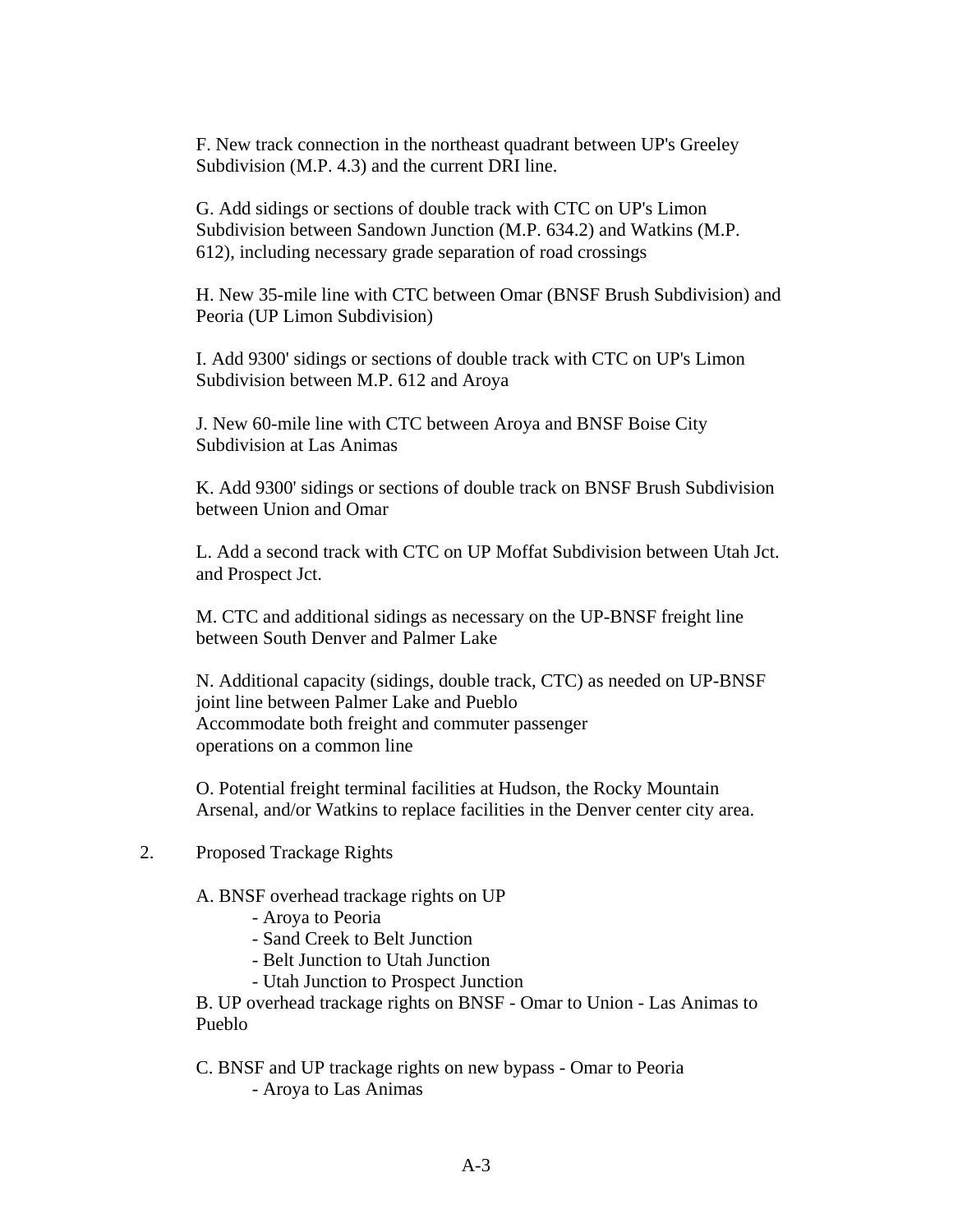F. New track connection in the northeast quadrant between UP's Greeley Subdivision (M.P. 4.3) and the current DRI line.

G. Add sidings or sections of double track with CTC on UP's Limon Subdivision between Sandown Junction (M.P. 634.2) and Watkins (M.P. 612), including necessary grade separation of road crossings

H. New 35-mile line with CTC between Omar (BNSF Brush Subdivision) and Peoria (UP Limon Subdivision)

I. Add 9300' sidings or sections of double track with CTC on UP's Limon Subdivision between M.P. 612 and Aroya

J. New 60-mile line with CTC between Aroya and BNSF Boise City Subdivision at Las Animas

K. Add 9300' sidings or sections of double track on BNSF Brush Subdivision between Union and Omar

L. Add a second track with CTC on UP Moffat Subdivision between Utah Jct. and Prospect Jct.

M. CTC and additional sidings as necessary on the UP-BNSF freight line between South Denver and Palmer Lake

N. Additional capacity (sidings, double track, CTC) as needed on UP-BNSF joint line between Palmer Lake and Pueblo
Accommodate both freight and commuter passenger operations on a common line

O. Potential freight terminal facilities at Hudson, the Rocky Mountain Arsenal, and/or Watkins to replace facilities in the Denver center city area.

2. Proposed Trackage Rights

A. BNSF overhead trackage rights on UP
- Aroya to Peoria
- Sand Creek to Belt Junction
- Belt Junction to Utah Junction
- Utah Junction to Prospect Junction

B. UP overhead trackage rights on BNSF - Omar to Union - Las Animas to Pueblo

C. BNSF and UP trackage rights on new bypass - Omar to Peoria
- Aroya to Las Animas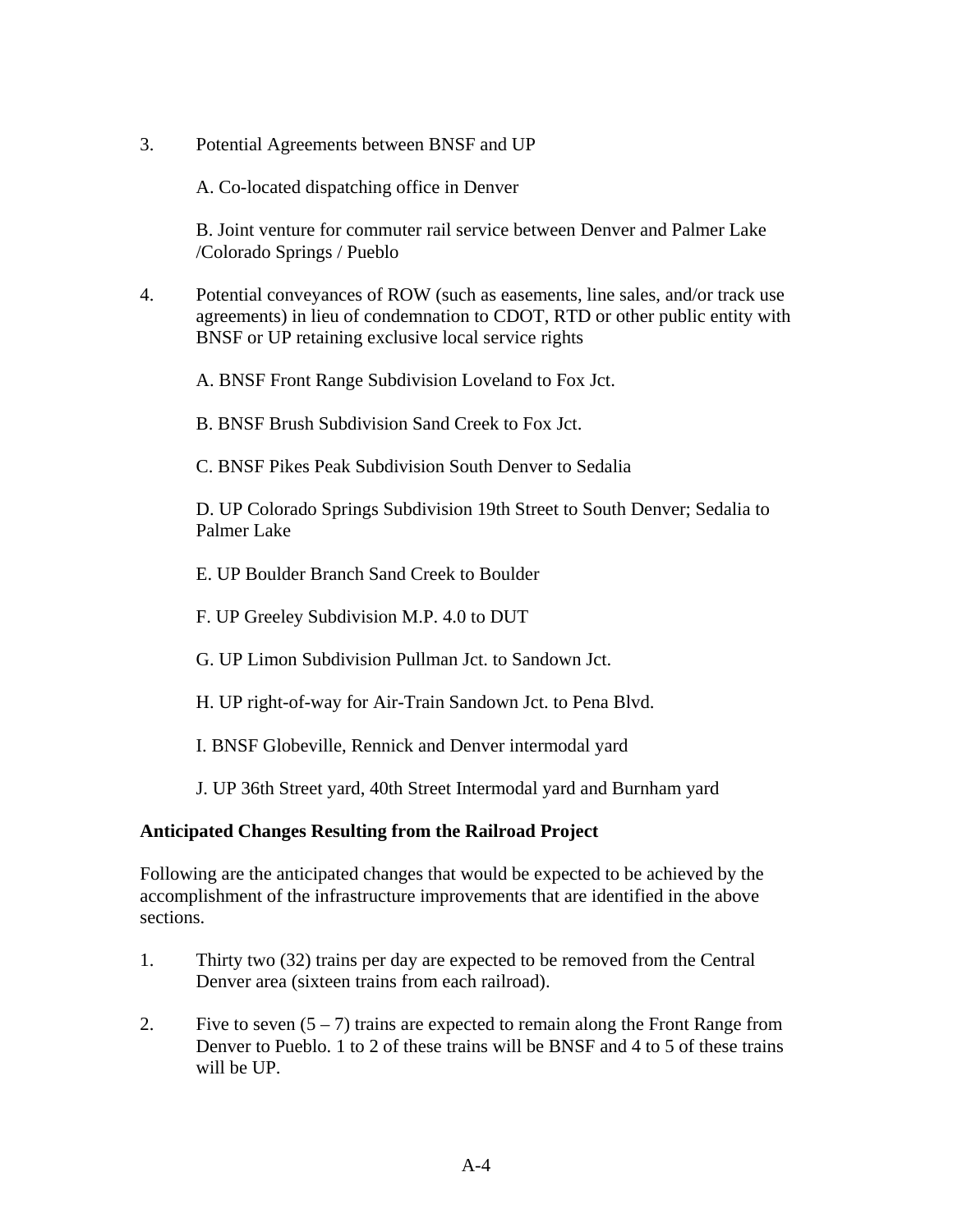3. Potential Agreements between BNSF and UP

   A. Co-located dispatching office in Denver

   B. Joint venture for commuter rail service between Denver and Palmer Lake /Colorado Springs / Pueblo

4. Potential conveyances of ROW (such as easements, line sales, and/or track use agreements) in lieu of condemnation to CDOT, RTD or other public entity with BNSF or UP retaining exclusive local service rights

   A. BNSF Front Range Subdivision Loveland to Fox Jct.

   B. BNSF Brush Subdivision Sand Creek to Fox Jct.

   C. BNSF Pikes Peak Subdivision South Denver to Sedalia

   D. UP Colorado Springs Subdivision 19th Street to South Denver; Sedalia to Palmer Lake

   E. UP Boulder Branch Sand Creek to Boulder

   F. UP Greeley Subdivision M.P. 4.0 to DUT

   G. UP Limon Subdivision Pullman Jct. to Sandown Jct.

   H. UP right-of-way for Air-Train Sandown Jct. to Pena Blvd.

   I. BNSF Globeville, Rennick and Denver intermodal yard

   J. UP 36th Street yard, 40th Street Intermodal yard and Burnham yard

**Anticipated Changes Resulting from the Railroad Project**

Following are the anticipated changes that would be expected to be achieved by the accomplishment of the infrastructure improvements that are identified in the above sections.

1. Thirty two (32) trains per day are expected to be removed from the Central Denver area (sixteen trains from each railroad).

2. Five to seven (5 – 7) trains are expected to remain along the Front Range from Denver to Pueblo. 1 to 2 of these trains will be BNSF and 4 to 5 of these trains will be UP.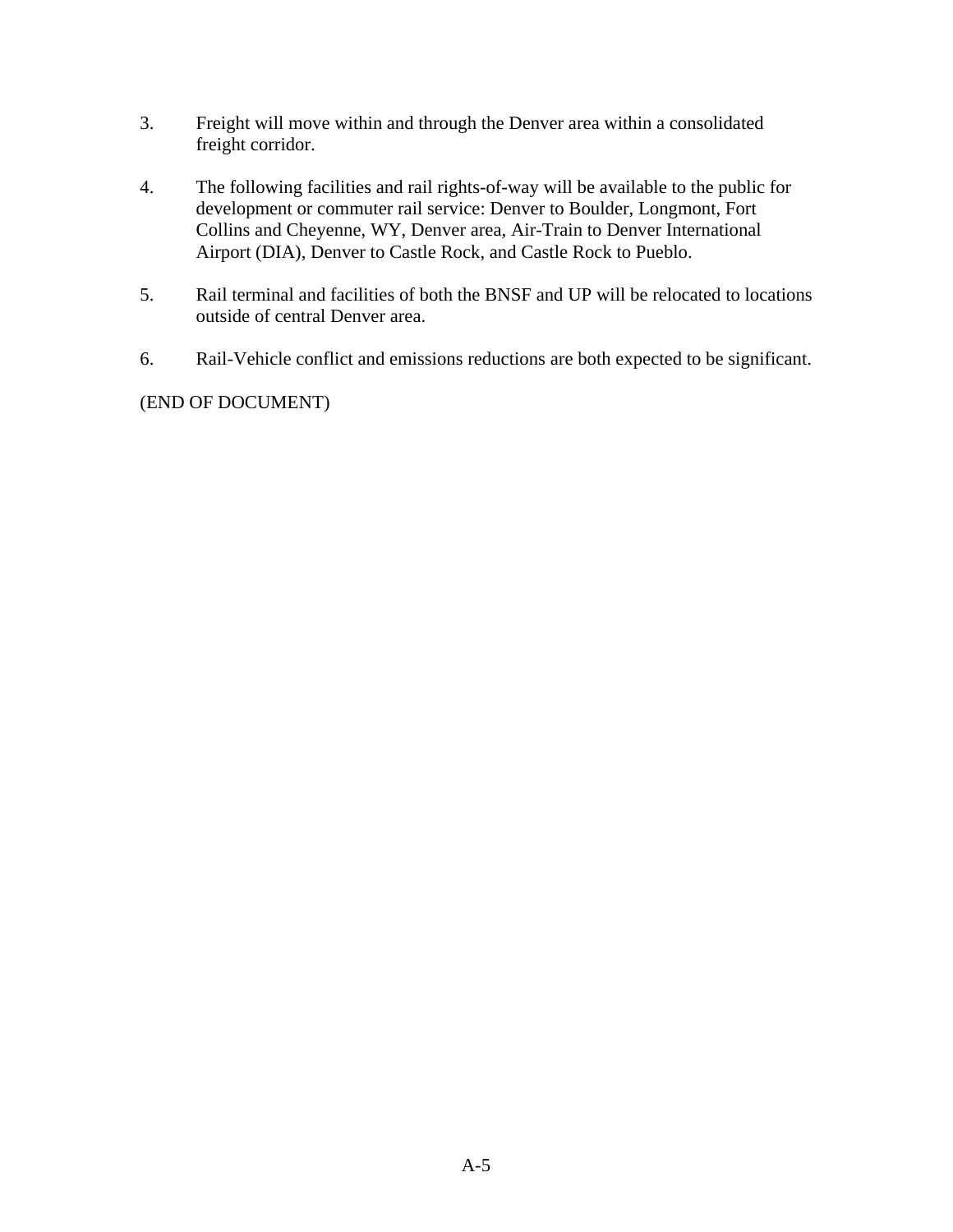3. Freight will move within and through the Denver area within a consolidated freight corridor.

4. The following facilities and rail rights-of-way will be available to the public for development or commuter rail service: Denver to Boulder, Longmont, Fort Collins and Cheyenne, WY, Denver area, Air-Train to Denver International Airport (DIA), Denver to Castle Rock, and Castle Rock to Pueblo.

5. Rail terminal and facilities of both the BNSF and UP will be relocated to locations outside of central Denver area.

6. Rail-Vehicle conflict and emissions reductions are both expected to be significant.

(END OF DOCUMENT)